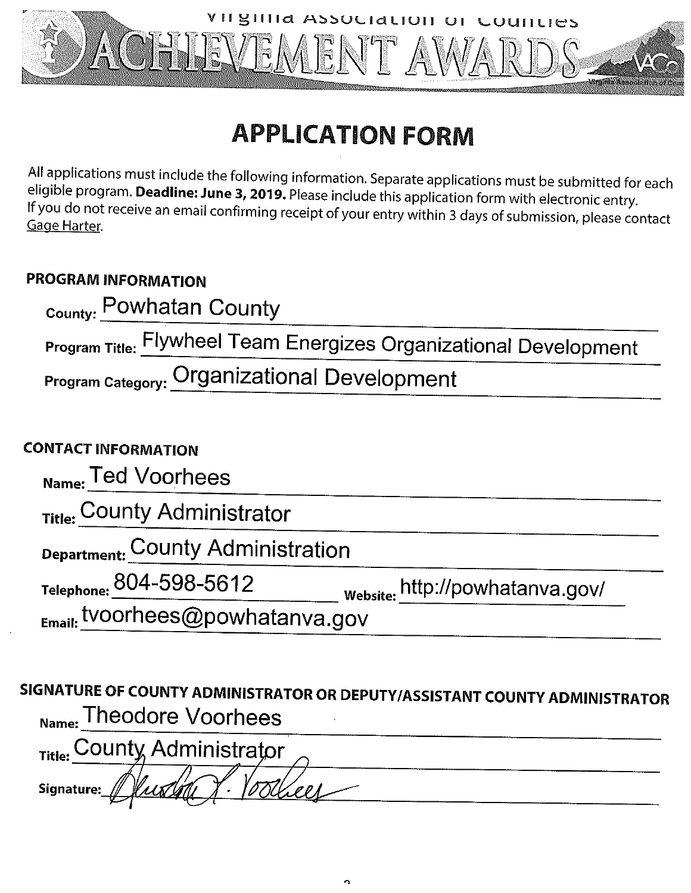# Virginia Association of Counties ACHIEVEMENT AWARDS

## APPLICATION FORM

All applications must include the following information. Separate applications must be submitted for each eligible program. **Deadline: June 3, 2019.** Please include this application form with electronic entry. If you do not receive an email confirming receipt of your entry within 3 days of submission, please contact Gage Harter.

### PROGRAM INFORMATION

**County:** Powhatan County

**Program Title:** Flywheel Team Energizes Organizational Development

**Program Category:** Organizational Development

### CONTACT INFORMATION

**Name:** Ted Voorhees

**Title:** County Administrator

**Department:** County Administration

**Telephone:** 804-598-5612 **Website:** http://powhatanva.gov/

**Email:** tvoorhees@powhatanva.gov

### SIGNATURE OF COUNTY ADMINISTRATOR OR DEPUTY/ASSISTANT COUNTY ADMINISTRATOR

**Name:** Theodore Voorhees

**Title:** County Administrator

**Signature:** Theodore L. Voorhees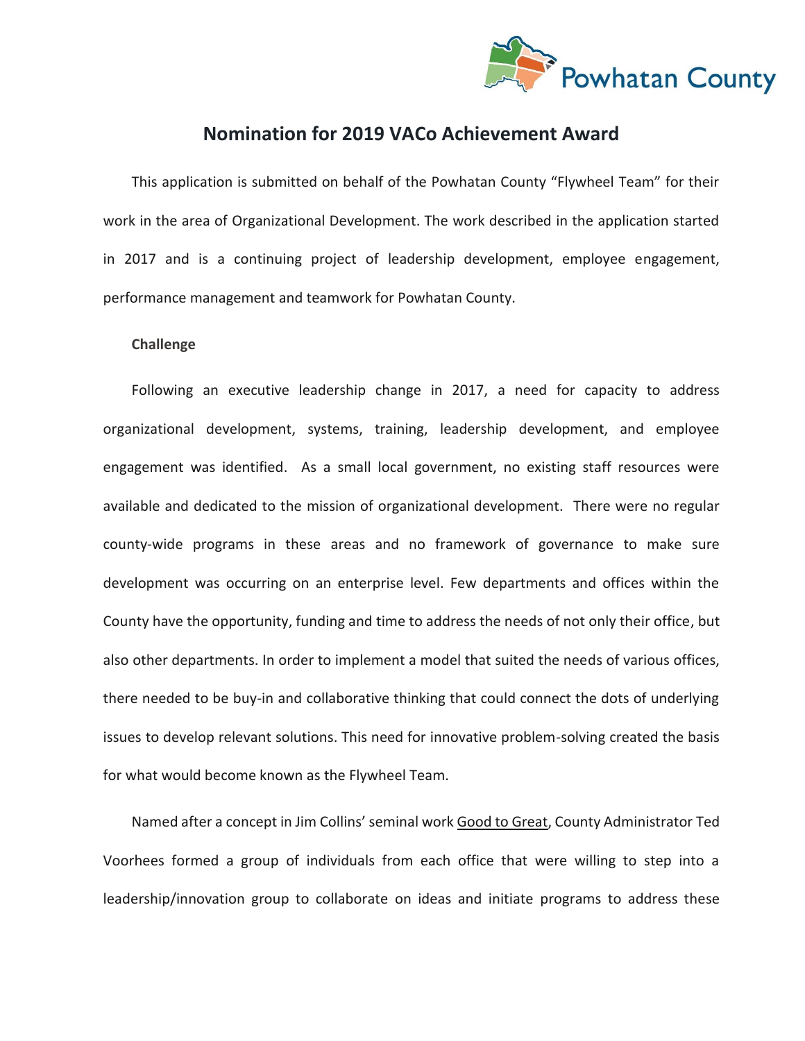# Nomination for 2019 VACo Achievement Award

This application is submitted on behalf of the Powhatan County "Flywheel Team" for their work in the area of Organizational Development. The work described in the application started in 2017 and is a continuing project of leadership development, employee engagement, performance management and teamwork for Powhatan County.

**Challenge**

Following an executive leadership change in 2017, a need for capacity to address organizational development, systems, training, leadership development, and employee engagement was identified. As a small local government, no existing staff resources were available and dedicated to the mission of organizational development. There were no regular county-wide programs in these areas and no framework of governance to make sure development was occurring on an enterprise level. Few departments and offices within the County have the opportunity, funding and time to address the needs of not only their office, but also other departments. In order to implement a model that suited the needs of various offices, there needed to be buy-in and collaborative thinking that could connect the dots of underlying issues to develop relevant solutions. This need for innovative problem-solving created the basis for what would become known as the Flywheel Team.

Named after a concept in Jim Collins' seminal work Good to Great, County Administrator Ted Voorhees formed a group of individuals from each office that were willing to step into a leadership/innovation group to collaborate on ideas and initiate programs to address these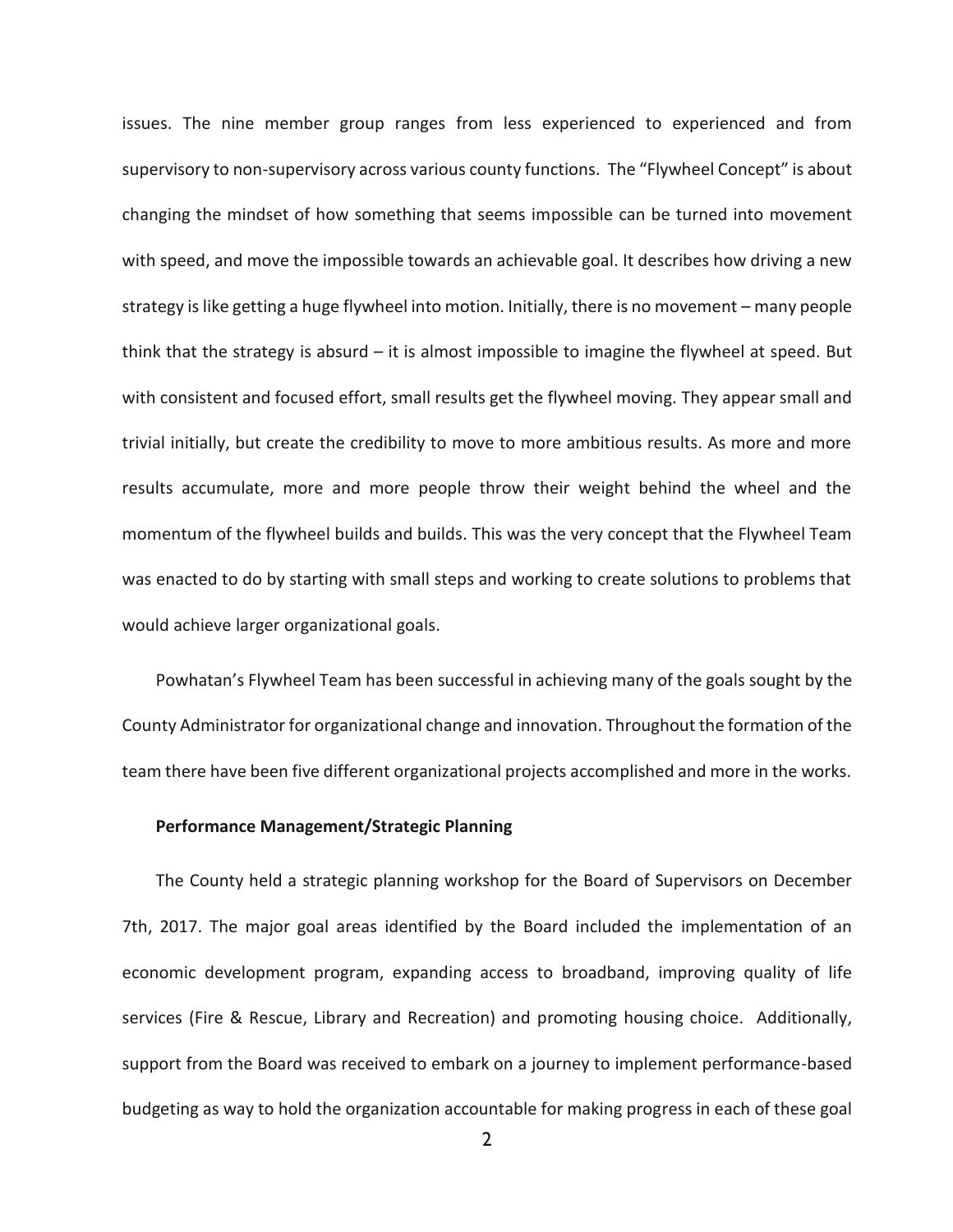issues. The nine member group ranges from less experienced to experienced and from supervisory to non-supervisory across various county functions. The "Flywheel Concept" is about changing the mindset of how something that seems impossible can be turned into movement with speed, and move the impossible towards an achievable goal. It describes how driving a new strategy is like getting a huge flywheel into motion. Initially, there is no movement – many people think that the strategy is absurd – it is almost impossible to imagine the flywheel at speed. But with consistent and focused effort, small results get the flywheel moving. They appear small and trivial initially, but create the credibility to move to more ambitious results. As more and more results accumulate, more and more people throw their weight behind the wheel and the momentum of the flywheel builds and builds. This was the very concept that the Flywheel Team was enacted to do by starting with small steps and working to create solutions to problems that would achieve larger organizational goals.

Powhatan's Flywheel Team has been successful in achieving many of the goals sought by the County Administrator for organizational change and innovation. Throughout the formation of the team there have been five different organizational projects accomplished and more in the works.

**Performance Management/Strategic Planning**

The County held a strategic planning workshop for the Board of Supervisors on December 7th, 2017. The major goal areas identified by the Board included the implementation of an economic development program, expanding access to broadband, improving quality of life services (Fire & Rescue, Library and Recreation) and promoting housing choice. Additionally, support from the Board was received to embark on a journey to implement performance-based budgeting as way to hold the organization accountable for making progress in each of these goal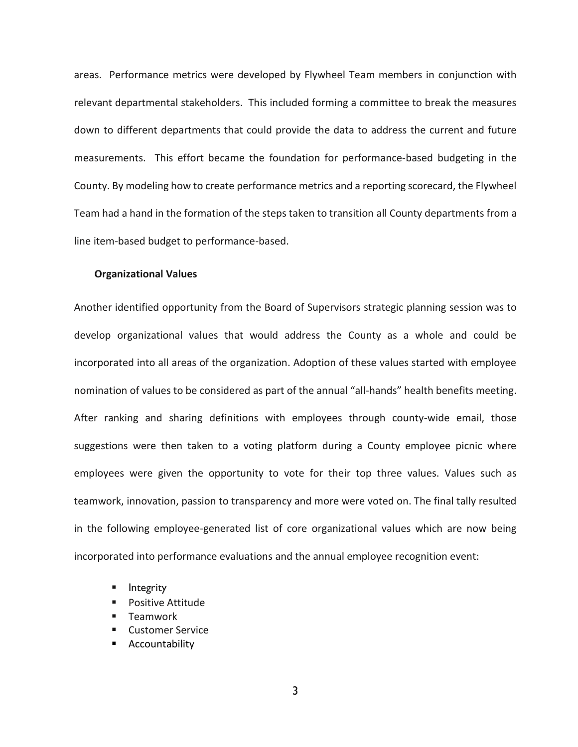areas. Performance metrics were developed by Flywheel Team members in conjunction with relevant departmental stakeholders. This included forming a committee to break the measures down to different departments that could provide the data to address the current and future measurements. This effort became the foundation for performance-based budgeting in the County. By modeling how to create performance metrics and a reporting scorecard, the Flywheel Team had a hand in the formation of the steps taken to transition all County departments from a line item-based budget to performance-based.

### Organizational Values

Another identified opportunity from the Board of Supervisors strategic planning session was to develop organizational values that would address the County as a whole and could be incorporated into all areas of the organization. Adoption of these values started with employee nomination of values to be considered as part of the annual "all-hands" health benefits meeting. After ranking and sharing definitions with employees through county-wide email, those suggestions were then taken to a voting platform during a County employee picnic where employees were given the opportunity to vote for their top three values. Values such as teamwork, innovation, passion to transparency and more were voted on. The final tally resulted in the following employee-generated list of core organizational values which are now being incorporated into performance evaluations and the annual employee recognition event:

- Integrity
- Positive Attitude
- Teamwork
- Customer Service
- Accountability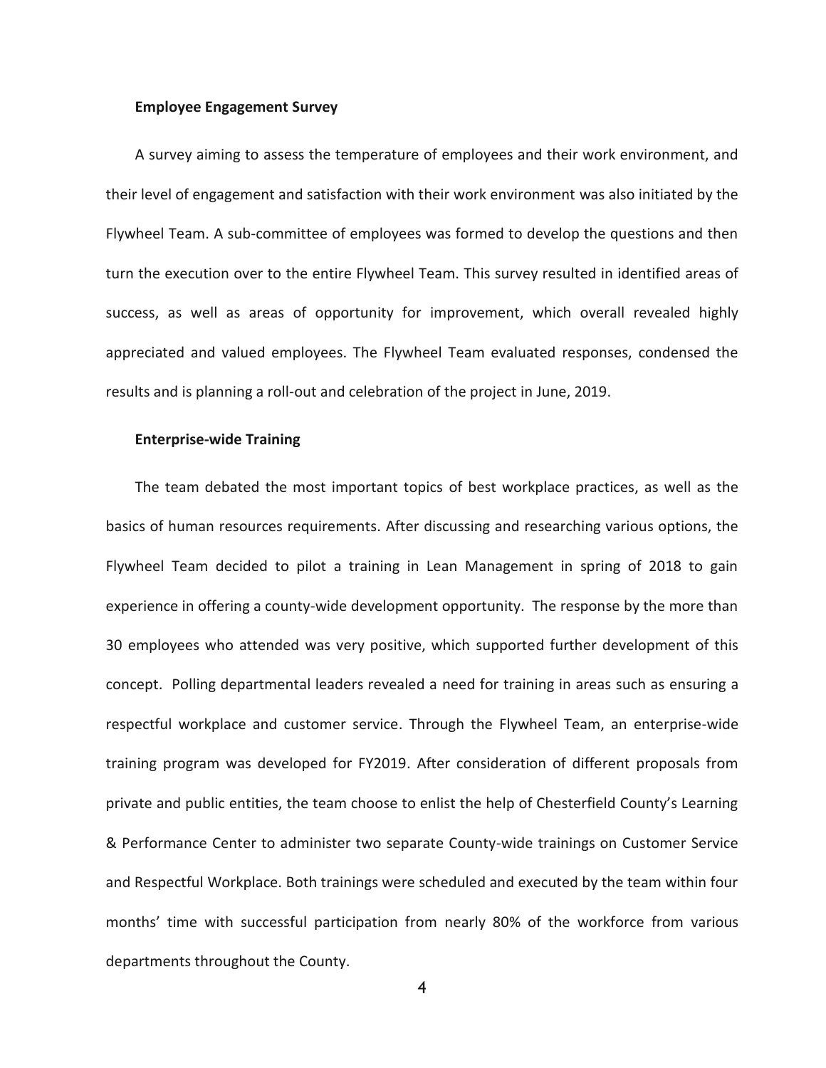**Employee Engagement Survey**

A survey aiming to assess the temperature of employees and their work environment, and their level of engagement and satisfaction with their work environment was also initiated by the Flywheel Team. A sub-committee of employees was formed to develop the questions and then turn the execution over to the entire Flywheel Team. This survey resulted in identified areas of success, as well as areas of opportunity for improvement, which overall revealed highly appreciated and valued employees. The Flywheel Team evaluated responses, condensed the results and is planning a roll-out and celebration of the project in June, 2019.

**Enterprise-wide Training**

The team debated the most important topics of best workplace practices, as well as the basics of human resources requirements. After discussing and researching various options, the Flywheel Team decided to pilot a training in Lean Management in spring of 2018 to gain experience in offering a county-wide development opportunity. The response by the more than 30 employees who attended was very positive, which supported further development of this concept. Polling departmental leaders revealed a need for training in areas such as ensuring a respectful workplace and customer service. Through the Flywheel Team, an enterprise-wide training program was developed for FY2019. After consideration of different proposals from private and public entities, the team choose to enlist the help of Chesterfield County's Learning & Performance Center to administer two separate County-wide trainings on Customer Service and Respectful Workplace. Both trainings were scheduled and executed by the team within four months' time with successful participation from nearly 80% of the workforce from various departments throughout the County.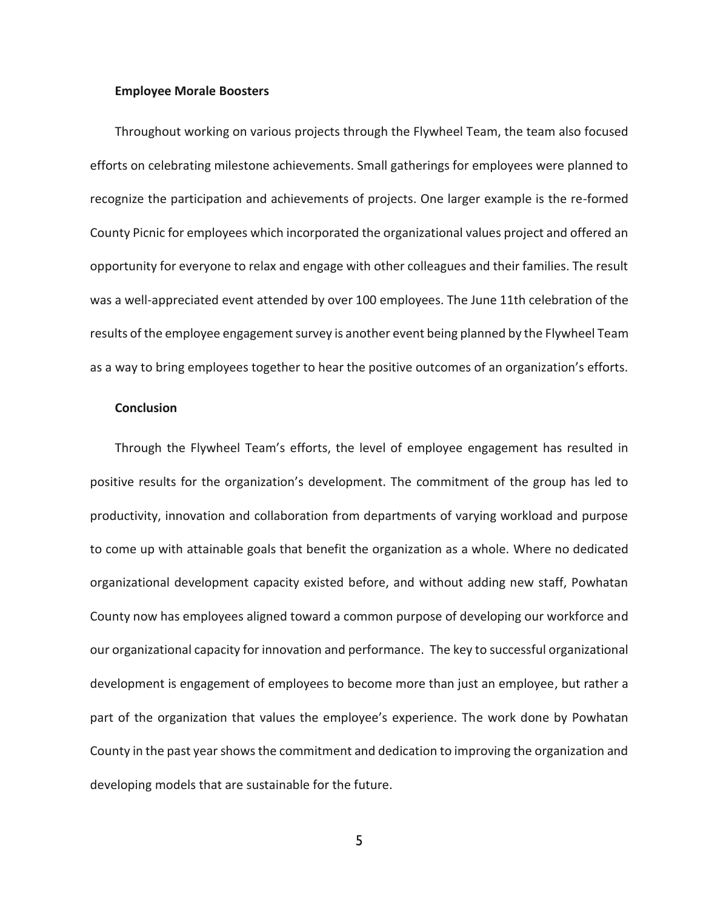**Employee Morale Boosters**

Throughout working on various projects through the Flywheel Team, the team also focused efforts on celebrating milestone achievements. Small gatherings for employees were planned to recognize the participation and achievements of projects. One larger example is the re-formed County Picnic for employees which incorporated the organizational values project and offered an opportunity for everyone to relax and engage with other colleagues and their families. The result was a well-appreciated event attended by over 100 employees. The June 11th celebration of the results of the employee engagement survey is another event being planned by the Flywheel Team as a way to bring employees together to hear the positive outcomes of an organization's efforts.

**Conclusion**

Through the Flywheel Team's efforts, the level of employee engagement has resulted in positive results for the organization's development. The commitment of the group has led to productivity, innovation and collaboration from departments of varying workload and purpose to come up with attainable goals that benefit the organization as a whole. Where no dedicated organizational development capacity existed before, and without adding new staff, Powhatan County now has employees aligned toward a common purpose of developing our workforce and our organizational capacity for innovation and performance. The key to successful organizational development is engagement of employees to become more than just an employee, but rather a part of the organization that values the employee's experience. The work done by Powhatan County in the past year shows the commitment and dedication to improving the organization and developing models that are sustainable for the future.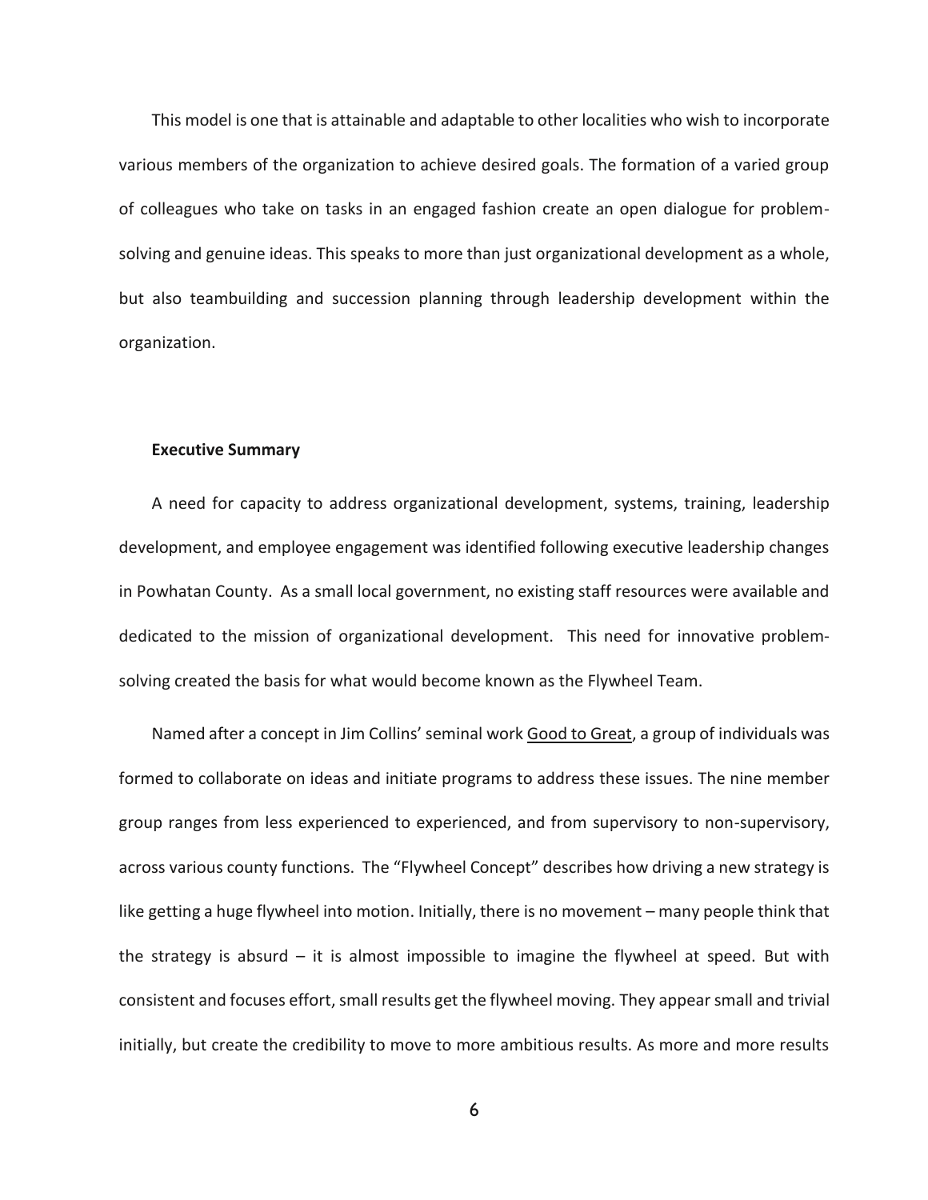This model is one that is attainable and adaptable to other localities who wish to incorporate various members of the organization to achieve desired goals. The formation of a varied group of colleagues who take on tasks in an engaged fashion create an open dialogue for problem-solving and genuine ideas. This speaks to more than just organizational development as a whole, but also teambuilding and succession planning through leadership development within the organization.

**Executive Summary**

A need for capacity to address organizational development, systems, training, leadership development, and employee engagement was identified following executive leadership changes in Powhatan County. As a small local government, no existing staff resources were available and dedicated to the mission of organizational development. This need for innovative problem-solving created the basis for what would become known as the Flywheel Team.

Named after a concept in Jim Collins' seminal work Good to Great, a group of individuals was formed to collaborate on ideas and initiate programs to address these issues. The nine member group ranges from less experienced to experienced, and from supervisory to non-supervisory, across various county functions. The "Flywheel Concept" describes how driving a new strategy is like getting a huge flywheel into motion. Initially, there is no movement – many people think that the strategy is absurd – it is almost impossible to imagine the flywheel at speed. But with consistent and focuses effort, small results get the flywheel moving. They appear small and trivial initially, but create the credibility to move to more ambitious results. As more and more results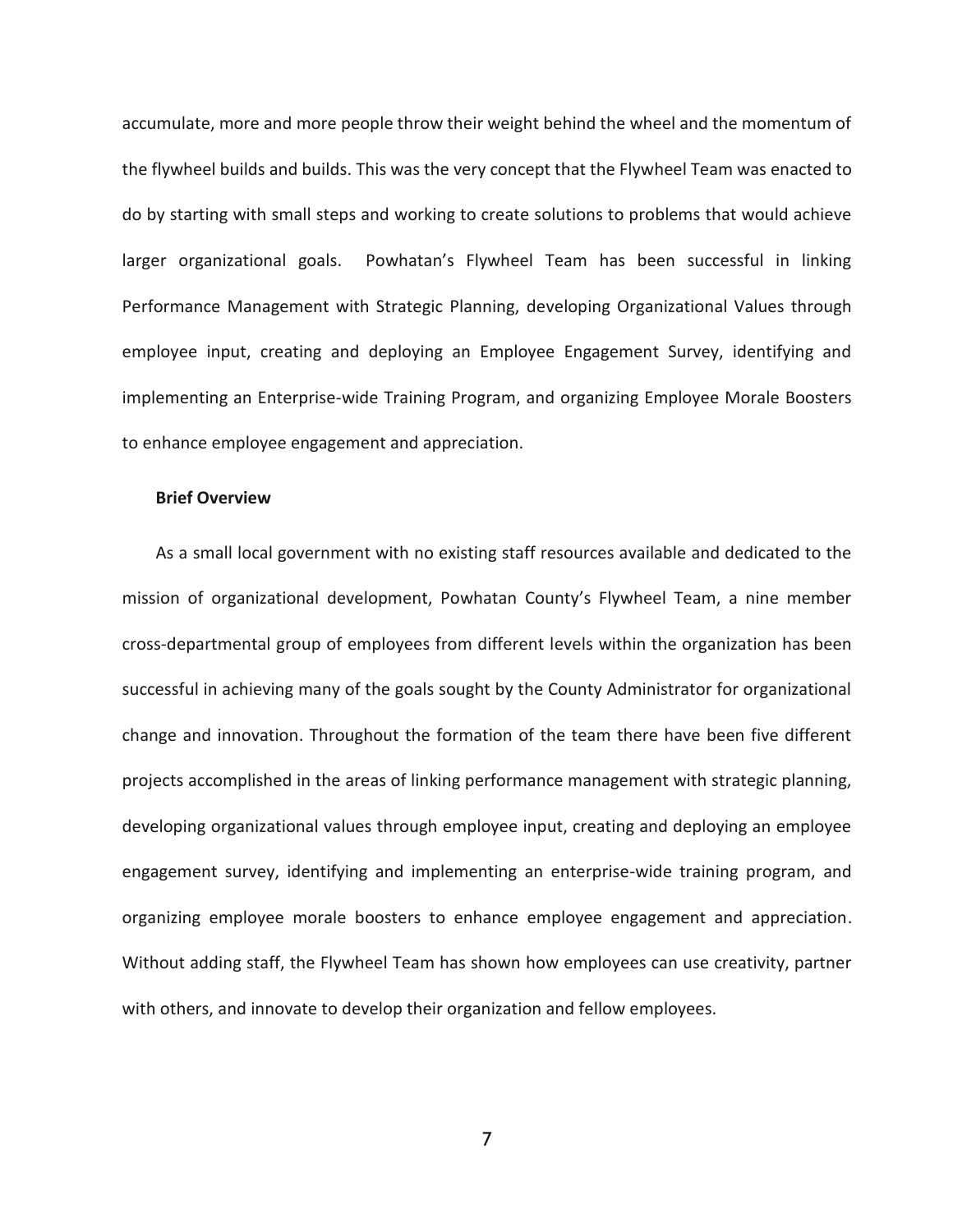accumulate, more and more people throw their weight behind the wheel and the momentum of the flywheel builds and builds. This was the very concept that the Flywheel Team was enacted to do by starting with small steps and working to create solutions to problems that would achieve larger organizational goals. Powhatan's Flywheel Team has been successful in linking Performance Management with Strategic Planning, developing Organizational Values through employee input, creating and deploying an Employee Engagement Survey, identifying and implementing an Enterprise-wide Training Program, and organizing Employee Morale Boosters to enhance employee engagement and appreciation.

**Brief Overview**

As a small local government with no existing staff resources available and dedicated to the mission of organizational development, Powhatan County's Flywheel Team, a nine member cross-departmental group of employees from different levels within the organization has been successful in achieving many of the goals sought by the County Administrator for organizational change and innovation. Throughout the formation of the team there have been five different projects accomplished in the areas of linking performance management with strategic planning, developing organizational values through employee input, creating and deploying an employee engagement survey, identifying and implementing an enterprise-wide training program, and organizing employee morale boosters to enhance employee engagement and appreciation. Without adding staff, the Flywheel Team has shown how employees can use creativity, partner with others, and innovate to develop their organization and fellow employees.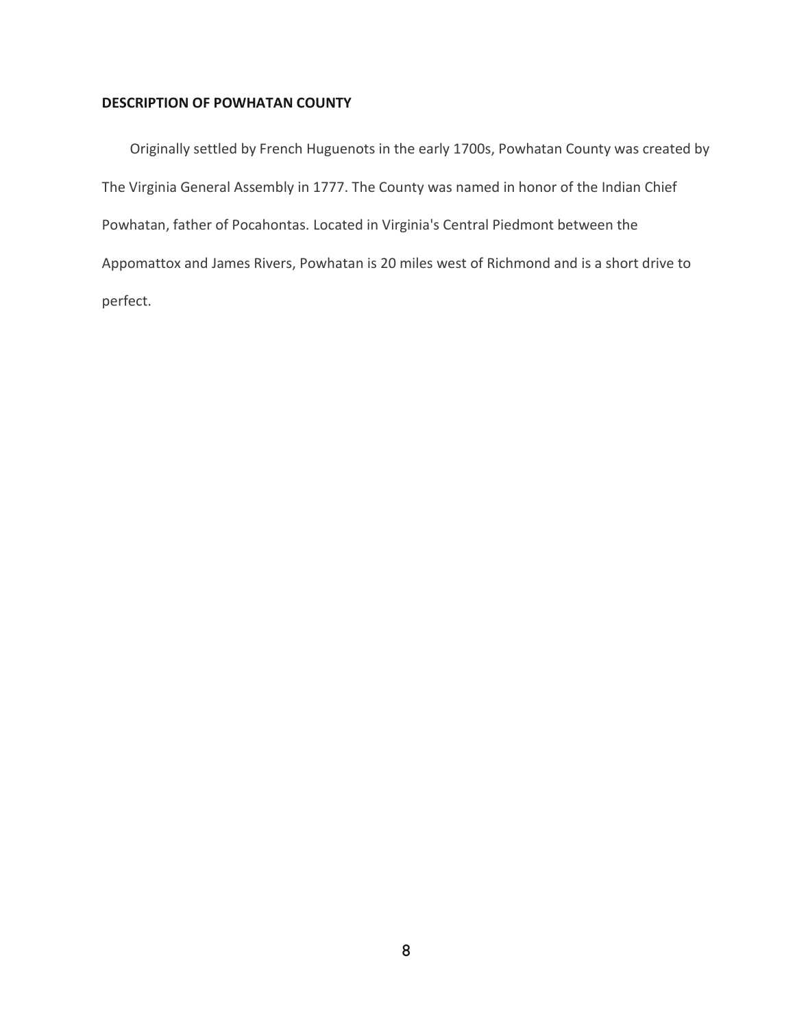**DESCRIPTION OF POWHATAN COUNTY**

Originally settled by French Huguenots in the early 1700s, Powhatan County was created by The Virginia General Assembly in 1777. The County was named in honor of the Indian Chief Powhatan, father of Pocahontas. Located in Virginia's Central Piedmont between the Appomattox and James Rivers, Powhatan is 20 miles west of Richmond and is a short drive to perfect.